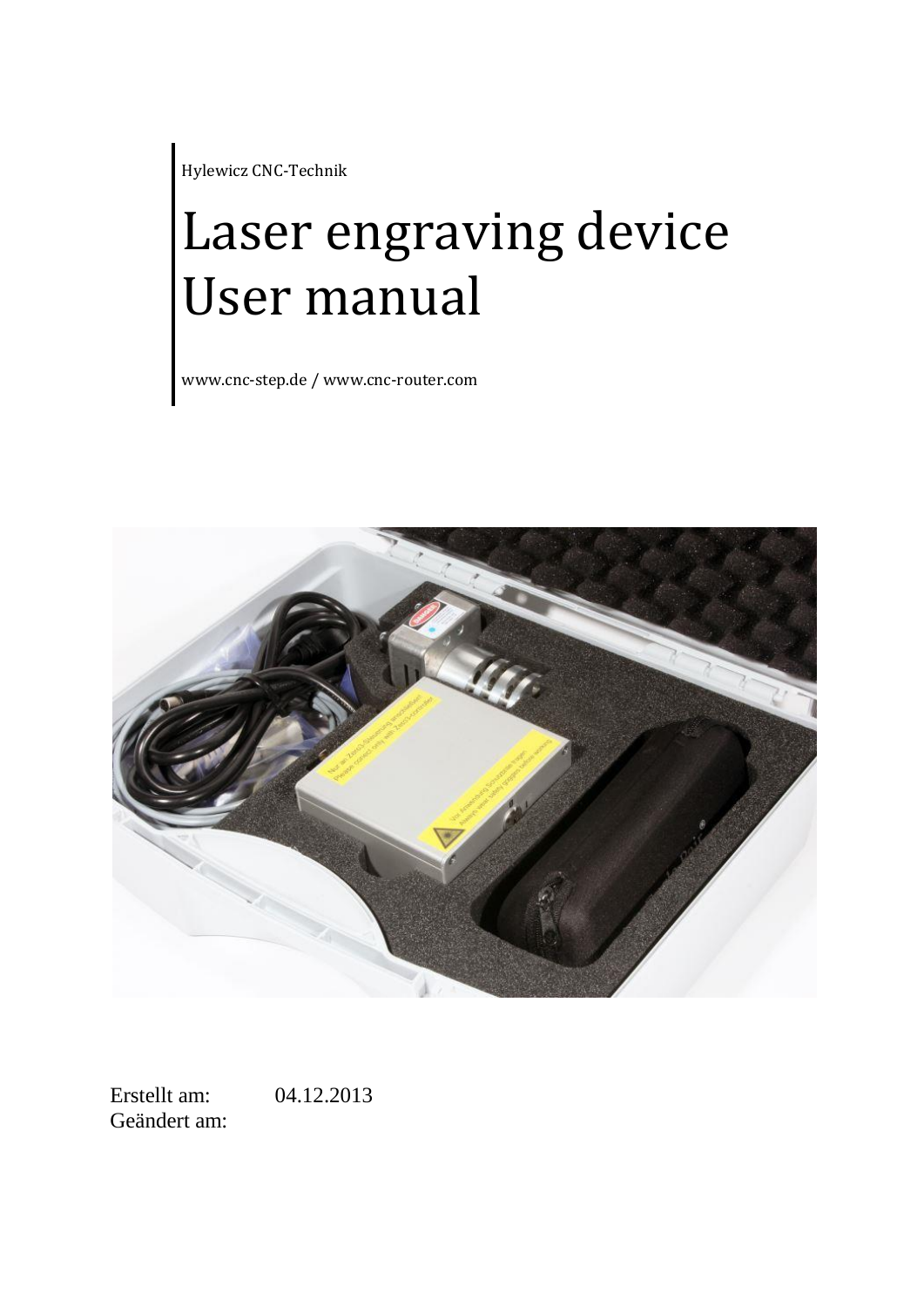Hylewicz CNC-Technik

# Laser engraving device User manual

www.cnc-step.de / www.cnc-router.com

Erstellt am: 04.12.2013

Geändert am: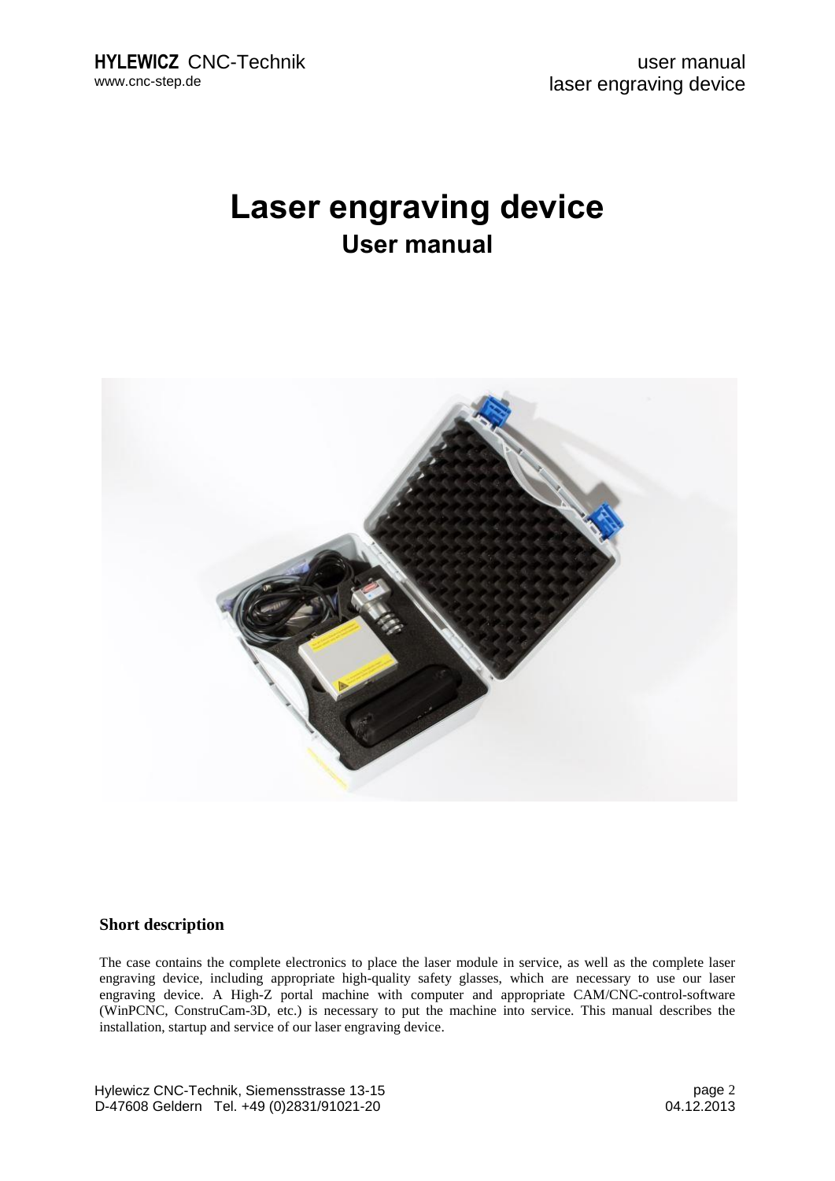# Laser engraving device

## User manual

### Short description

The case contains the complete electronics to place the laser module in service, as well as the complete laser engraving device, including appropriate high-quality safety glasses, which are necessary to use our laser engraving device. A High-Z portal machine with computer and appropriate CAM/CNC-control-software (WinPCNC, ConstruCam-3D, etc.) is necessary to put the machine into service. This manual describes the installation, startup and service of our laser engraving device.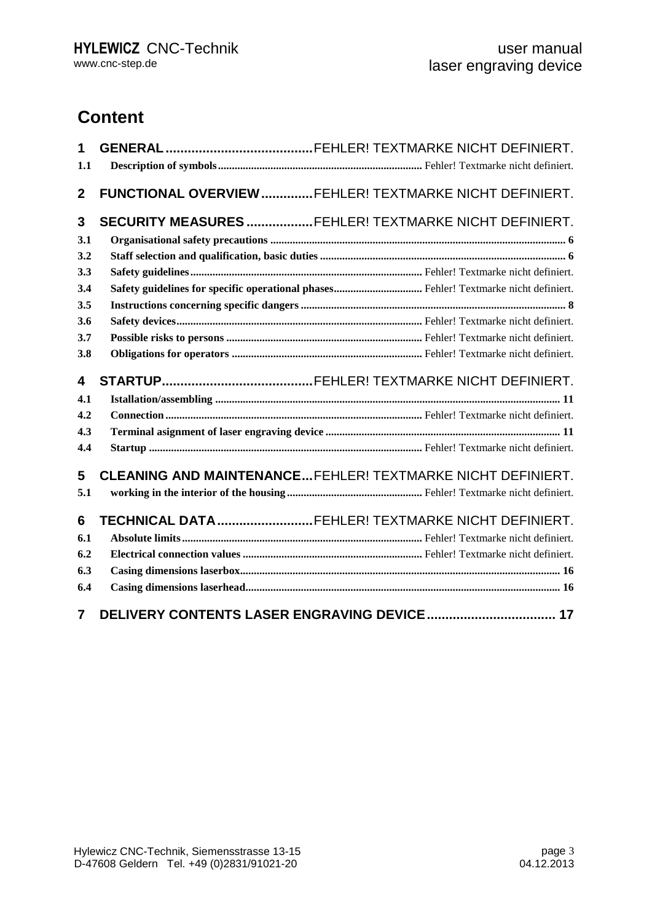# Content

**1 GENERAL........................................FEHLER! TEXTMARKE NICHT DEFINIERT.**

**1.1 Description of symbols**......................................................................... Fehler! Textmarke nicht definiert.

**2 FUNCTIONAL OVERVIEW..............FEHLER! TEXTMARKE NICHT DEFINIERT.**

**3 SECURITY MEASURES..................FEHLER! TEXTMARKE NICHT DEFINIERT.**

**3.1 Organisational safety precautions** ........................................................................................................... 6

**3.2 Staff selection and qualification, basic duties** ........................................................................................ 6

**3.3 Safety guidelines**.................................................................................... Fehler! Textmarke nicht definiert.

**3.4 Safety guidelines for specific operational phases**................................ Fehler! Textmarke nicht definiert.

**3.5 Instructions concerning specific dangers** ............................................................................................... 8

**3.6 Safety devices**......................................................................................... Fehler! Textmarke nicht definiert.

**3.7 Possible risks to persons** ....................................................................... Fehler! Textmarke nicht definiert.

**3.8 Obligations for operators** ..................................................................... Fehler! Textmarke nicht definiert.

**4 STARTUP.........................................FEHLER! TEXTMARKE NICHT DEFINIERT.**

**4.1 Istallation/assembling** ........................................................................................................................... 11

**4.2 Connection**............................................................................................ Fehler! Textmarke nicht definiert.

**4.3 Terminal asignment of laser engraving device** ................................................................................... 11

**4.4 Startup** .................................................................................................. Fehler! Textmarke nicht definiert.

**5 CLEANING AND MAINTENANCE...FEHLER! TEXTMARKE NICHT DEFINIERT.**

**5.1 working in the interior of the housing**................................................. Fehler! Textmarke nicht definiert.

**6 TECHNICAL DATA..........................FEHLER! TEXTMARKE NICHT DEFINIERT.**

**6.1 Absolute limits**....................................................................................... Fehler! Textmarke nicht definiert.

**6.2 Electrical connection values** ................................................................. Fehler! Textmarke nicht definiert.

**6.3 Casing dimensions laserbox**.................................................................................................................. 16

**6.4 Casing dimensions laserhead**................................................................................................................ 16

**7 DELIVERY CONTENTS LASER ENGRAVING DEVICE................................... 17**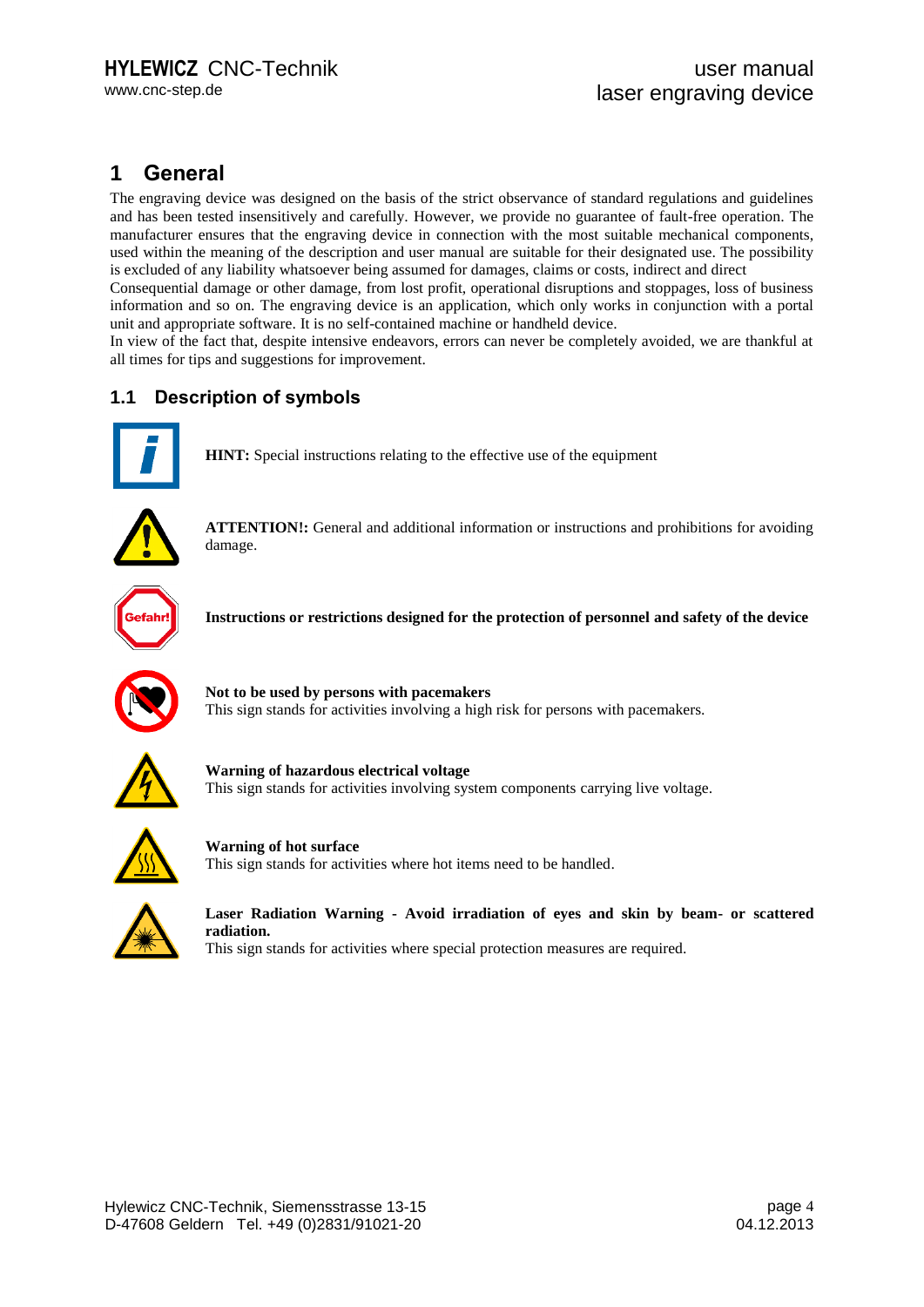# 1 General

The engraving device was designed on the basis of the strict observance of standard regulations and guidelines and has been tested insensitively and carefully. However, we provide no guarantee of fault-free operation. The manufacturer ensures that the engraving device in connection with the most suitable mechanical components, used within the meaning of the description and user manual are suitable for their designated use. The possibility is excluded of any liability whatsoever being assumed for damages, claims or costs, indirect and direct

Consequential damage or other damage, from lost profit, operational disruptions and stoppages, loss of business information and so on. The engraving device is an application, which only works in conjunction with a portal unit and appropriate software. It is no self-contained machine or handheld device.

In view of the fact that, despite intensive endeavors, errors can never be completely avoided, we are thankful at all times for tips and suggestions for improvement.

## 1.1 Description of symbols

**HINT:** Special instructions relating to the effective use of the equipment

**ATTENTION!:** General and additional information or instructions and prohibitions for avoiding damage.

**Instructions or restrictions designed for the protection of personnel and safety of the device**

**Not to be used by persons with pacemakers**
This sign stands for activities involving a high risk for persons with pacemakers.

**Warning of hazardous electrical voltage**
This sign stands for activities involving system components carrying live voltage.

**Warning of hot surface**
This sign stands for activities where hot items need to be handled.

**Laser Radiation Warning - Avoid irradiation of eyes and skin by beam- or scattered radiation.**
This sign stands for activities where special protection measures are required.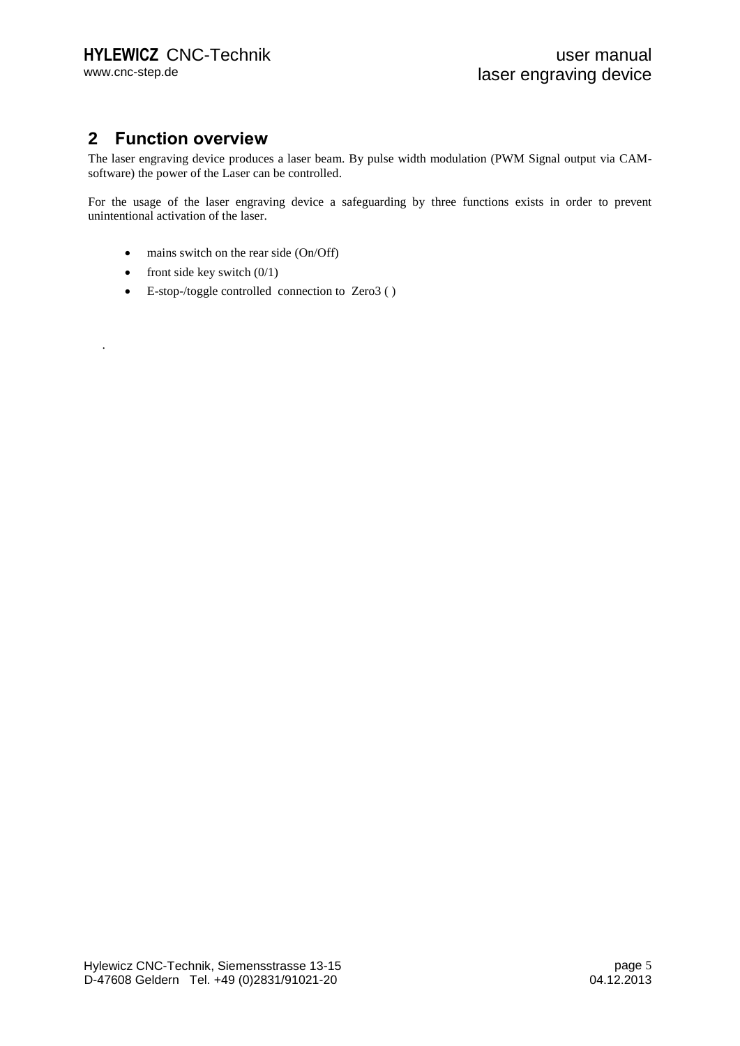## 2 Function overview

The laser engraving device produces a laser beam. By pulse width modulation (PWM Signal output via CAM-software) the power of the Laser can be controlled.

For the usage of the laser engraving device a safeguarding by three functions exists in order to prevent unintentional activation of the laser.

- mains switch on the rear side (On/Off)
- front side key switch (0/1)
- E-stop-/toggle controlled connection to Zero3 ( )

.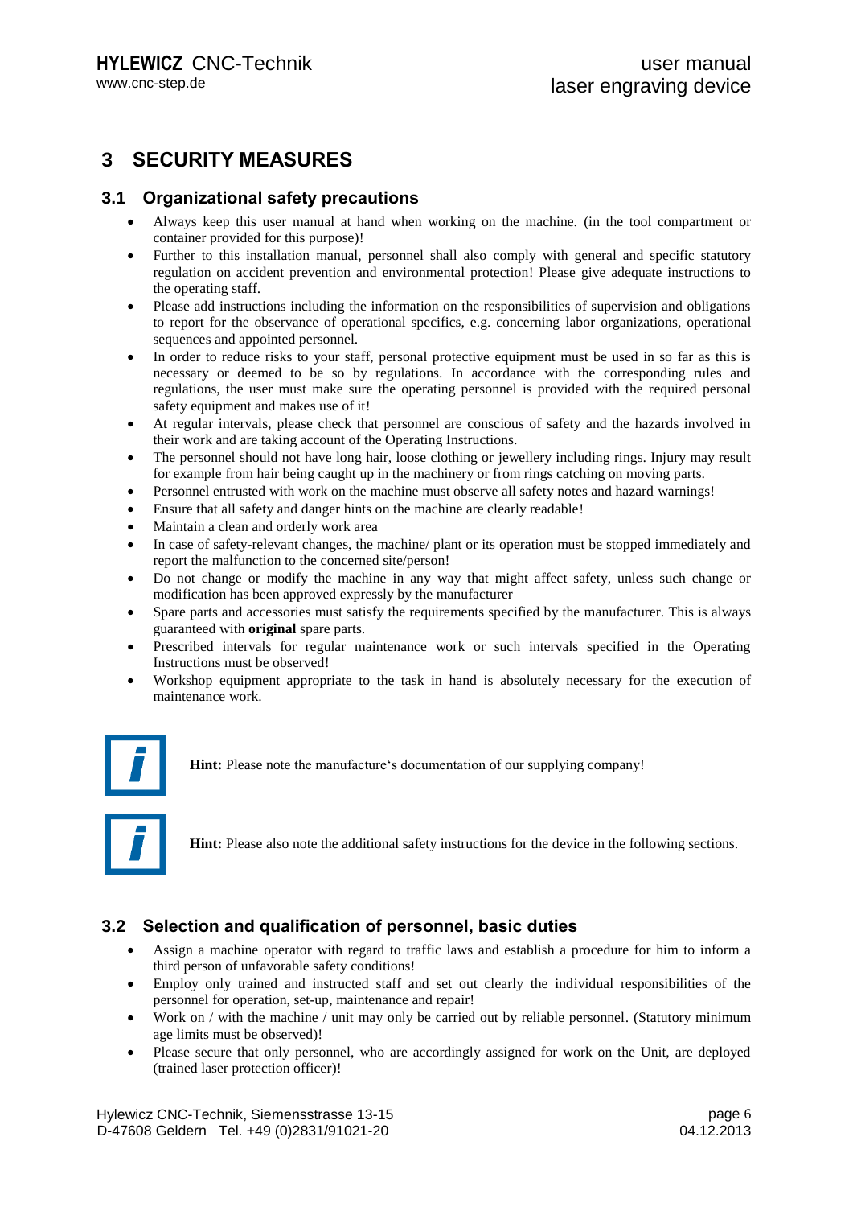# 3 SECURITY MEASURES

## 3.1 Organizational safety precautions

- Always keep this user manual at hand when working on the machine. (in the tool compartment or container provided for this purpose)!
- Further to this installation manual, personnel shall also comply with general and specific statutory regulation on accident prevention and environmental protection! Please give adequate instructions to the operating staff.
- Please add instructions including the information on the responsibilities of supervision and obligations to report for the observance of operational specifics, e.g. concerning labor organizations, operational sequences and appointed personnel.
- In order to reduce risks to your staff, personal protective equipment must be used in so far as this is necessary or deemed to be so by regulations. In accordance with the corresponding rules and regulations, the user must make sure the operating personnel is provided with the required personal safety equipment and makes use of it!
- At regular intervals, please check that personnel are conscious of safety and the hazards involved in their work and are taking account of the Operating Instructions.
- The personnel should not have long hair, loose clothing or jewellery including rings. Injury may result for example from hair being caught up in the machinery or from rings catching on moving parts.
- Personnel entrusted with work on the machine must observe all safety notes and hazard warnings!
- Ensure that all safety and danger hints on the machine are clearly readable!
- Maintain a clean and orderly work area
- In case of safety-relevant changes, the machine/ plant or its operation must be stopped immediately and report the malfunction to the concerned site/person!
- Do not change or modify the machine in any way that might affect safety, unless such change or modification has been approved expressly by the manufacturer
- Spare parts and accessories must satisfy the requirements specified by the manufacturer. This is always guaranteed with **original** spare parts.
- Prescribed intervals for regular maintenance work or such intervals specified in the Operating Instructions must be observed!
- Workshop equipment appropriate to the task in hand is absolutely necessary for the execution of maintenance work.

**Hint:** Please note the manufacture‘s documentation of our supplying company!

**Hint:** Please also note the additional safety instructions for the device in the following sections.

## 3.2 Selection and qualification of personnel, basic duties

- Assign a machine operator with regard to traffic laws and establish a procedure for him to inform a third person of unfavorable safety conditions!
- Employ only trained and instructed staff and set out clearly the individual responsibilities of the personnel for operation, set-up, maintenance and repair!
- Work on / with the machine / unit may only be carried out by reliable personnel. (Statutory minimum age limits must be observed)!
- Please secure that only personnel, who are accordingly assigned for work on the Unit, are deployed (trained laser protection officer)!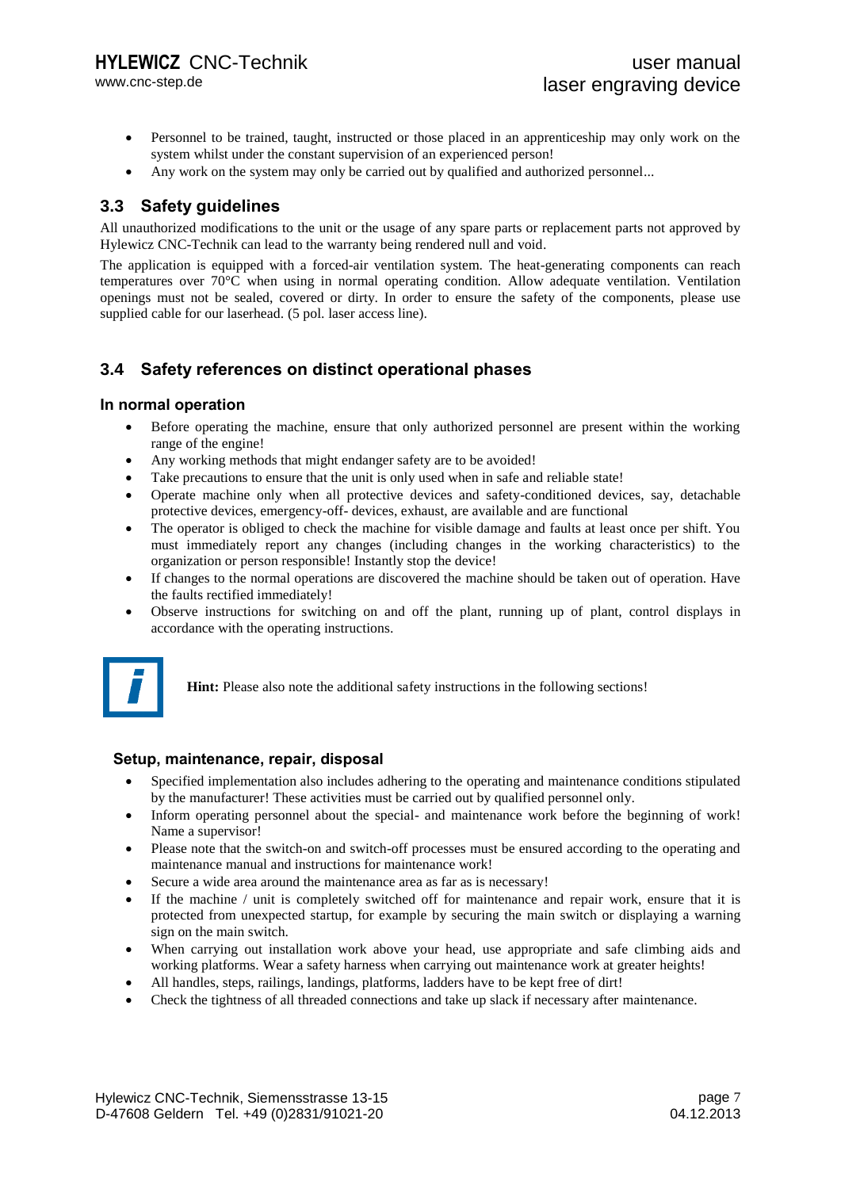- Personnel to be trained, taught, instructed or those placed in an apprenticeship may only work on the system whilst under the constant supervision of an experienced person!
- Any work on the system may only be carried out by qualified and authorized personnel...

## 3.3 Safety guidelines

All unauthorized modifications to the unit or the usage of any spare parts or replacement parts not approved by Hylewicz CNC-Technik can lead to the warranty being rendered null and void.

The application is equipped with a forced-air ventilation system. The heat-generating components can reach temperatures over 70°C when using in normal operating condition. Allow adequate ventilation. Ventilation openings must not be sealed, covered or dirty. In order to ensure the safety of the components, please use supplied cable for our laserhead. (5 pol. laser access line).

## 3.4 Safety references on distinct operational phases

### In normal operation

- Before operating the machine, ensure that only authorized personnel are present within the working range of the engine!
- Any working methods that might endanger safety are to be avoided!
- Take precautions to ensure that the unit is only used when in safe and reliable state!
- Operate machine only when all protective devices and safety-conditioned devices, say, detachable protective devices, emergency-off- devices, exhaust, are available and are functional
- The operator is obliged to check the machine for visible damage and faults at least once per shift. You must immediately report any changes (including changes in the working characteristics) to the organization or person responsible! Instantly stop the device!
- If changes to the normal operations are discovered the machine should be taken out of operation. Have the faults rectified immediately!
- Observe instructions for switching on and off the plant, running up of plant, control displays in accordance with the operating instructions.

**Hint:** Please also note the additional safety instructions in the following sections!

### Setup, maintenance, repair, disposal

- Specified implementation also includes adhering to the operating and maintenance conditions stipulated by the manufacturer! These activities must be carried out by qualified personnel only.
- Inform operating personnel about the special- and maintenance work before the beginning of work! Name a supervisor!
- Please note that the switch-on and switch-off processes must be ensured according to the operating and maintenance manual and instructions for maintenance work!
- Secure a wide area around the maintenance area as far as is necessary!
- If the machine / unit is completely switched off for maintenance and repair work, ensure that it is protected from unexpected startup, for example by securing the main switch or displaying a warning sign on the main switch.
- When carrying out installation work above your head, use appropriate and safe climbing aids and working platforms. Wear a safety harness when carrying out maintenance work at greater heights!
- All handles, steps, railings, landings, platforms, ladders have to be kept free of dirt!
- Check the tightness of all threaded connections and take up slack if necessary after maintenance.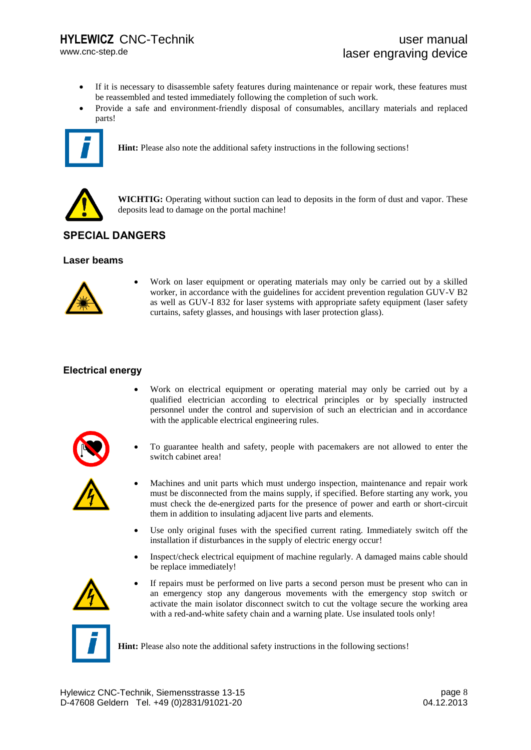- If it is necessary to disassemble safety features during maintenance or repair work, these features must be reassembled and tested immediately following the completion of such work.
- Provide a safe and environment-friendly disposal of consumables, ancillary materials and replaced parts!

**Hint:** Please also note the additional safety instructions in the following sections!

**WICHTIG:** Operating without suction can lead to deposits in the form of dust and vapor. These deposits lead to damage on the portal machine!

## SPECIAL DANGERS

### Laser beams

- Work on laser equipment or operating materials may only be carried out by a skilled worker, in accordance with the guidelines for accident prevention regulation GUV-V B2 as well as GUV-I 832 for laser systems with appropriate safety equipment (laser safety curtains, safety glasses, and housings with laser protection glass).

### Electrical energy

- Work on electrical equipment or operating material may only be carried out by a qualified electrician according to electrical principles or by specially instructed personnel under the control and supervision of such an electrician and in accordance with the applicable electrical engineering rules.
- To guarantee health and safety, people with pacemakers are not allowed to enter the switch cabinet area!
- Machines and unit parts which must undergo inspection, maintenance and repair work must be disconnected from the mains supply, if specified. Before starting any work, you must check the de-energized parts for the presence of power and earth or short-circuit them in addition to insulating adjacent live parts and elements.
- Use only original fuses with the specified current rating. Immediately switch off the installation if disturbances in the supply of electric energy occur!
- Inspect/check electrical equipment of machine regularly. A damaged mains cable should be replace immediately!
- If repairs must be performed on live parts a second person must be present who can in an emergency stop any dangerous movements with the emergency stop switch or activate the main isolator disconnect switch to cut the voltage secure the working area with a red-and-white safety chain and a warning plate. Use insulated tools only!

**Hint:** Please also note the additional safety instructions in the following sections!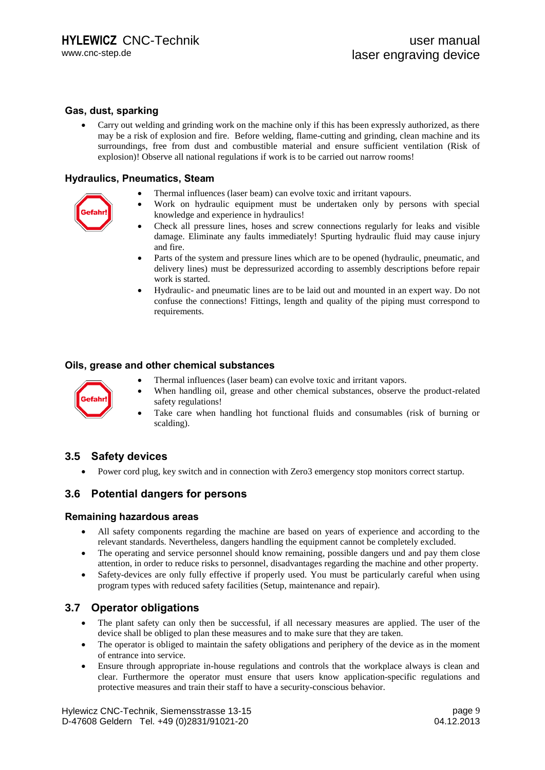### Gas, dust, sparking

- Carry out welding and grinding work on the machine only if this has been expressly authorized, as there may be a risk of explosion and fire. Before welding, flame-cutting and grinding, clean machine and its surroundings, free from dust and combustible material and ensure sufficient ventilation (Risk of explosion)! Observe all national regulations if work is to be carried out narrow rooms!

### Hydraulics, Pneumatics, Steam

Gefahr!

- Thermal influences (laser beam) can evolve toxic and irritant vapours.
- Work on hydraulic equipment must be undertaken only by persons with special knowledge and experience in hydraulics!
- Check all pressure lines, hoses and screw connections regularly for leaks and visible damage. Eliminate any faults immediately! Spurting hydraulic fluid may cause injury and fire.
- Parts of the system and pressure lines which are to be opened (hydraulic, pneumatic, and delivery lines) must be depressurized according to assembly descriptions before repair work is started.
- Hydraulic- and pneumatic lines are to be laid out and mounted in an expert way. Do not confuse the connections! Fittings, length and quality of the piping must correspond to requirements.

### Oils, grease and other chemical substances

Gefahr!

- Thermal influences (laser beam) can evolve toxic and irritant vapors.
- When handling oil, grease and other chemical substances, observe the product-related safety regulations!
- Take care when handling hot functional fluids and consumables (risk of burning or scalding).

## 3.5 Safety devices

- Power cord plug, key switch and in connection with Zero3 emergency stop monitors correct startup.

## 3.6 Potential dangers for persons

### Remaining hazardous areas

- All safety components regarding the machine are based on years of experience and according to the relevant standards. Nevertheless, dangers handling the equipment cannot be completely excluded.
- The operating and service personnel should know remaining, possible dangers und and pay them close attention, in order to reduce risks to personnel, disadvantages regarding the machine and other property.
- Safety-devices are only fully effective if properly used. You must be particularly careful when using program types with reduced safety facilities (Setup, maintenance and repair).

## 3.7 Operator obligations

- The plant safety can only then be successful, if all necessary measures are applied. The user of the device shall be obliged to plan these measures and to make sure that they are taken.
- The operator is obliged to maintain the safety obligations and periphery of the device as in the moment of entrance into service.
- Ensure through appropriate in-house regulations and controls that the workplace always is clean and clear. Furthermore the operator must ensure that users know application-specific regulations and protective measures and train their staff to have a security-conscious behavior.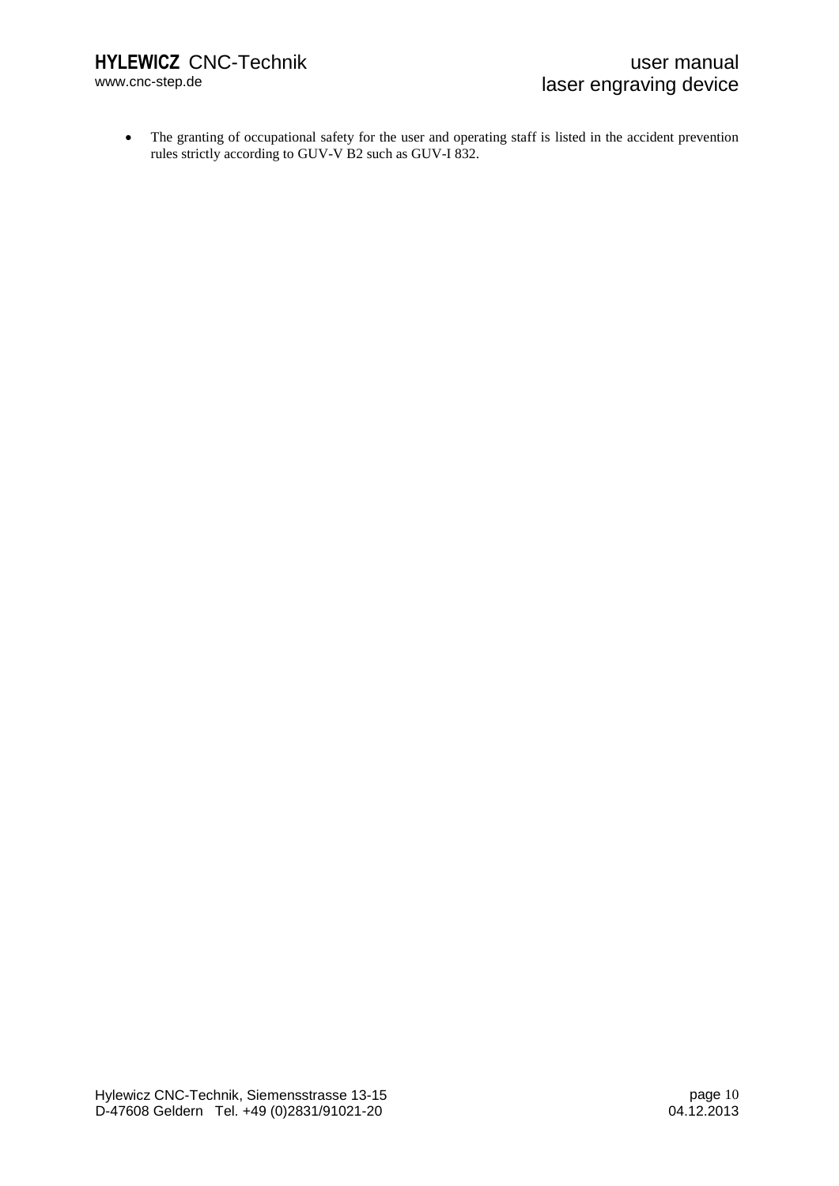- The granting of occupational safety for the user and operating staff is listed in the accident prevention rules strictly according to GUV-V B2 such as GUV-I 832.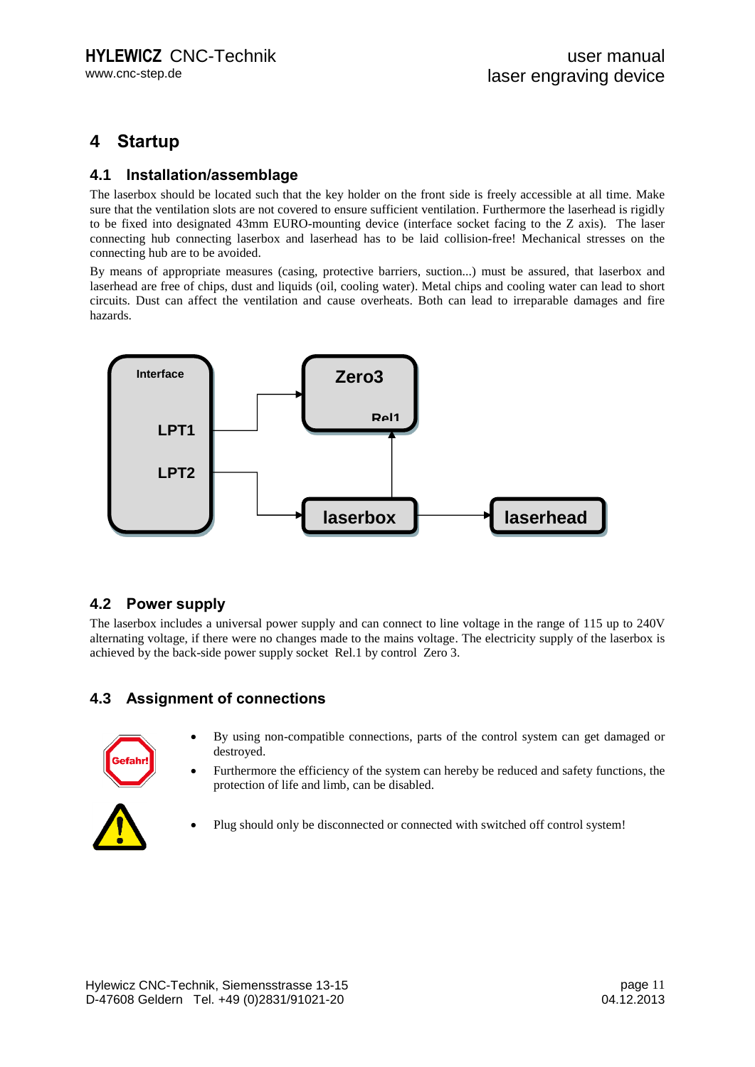# 4 Startup

## 4.1 Installation/assemblage

The laserbox should be located such that the key holder on the front side is freely accessible at all time. Make sure that the ventilation slots are not covered to ensure sufficient ventilation. Furthermore the laserhead is rigidly to be fixed into designated 43mm EURO-mounting device (interface socket facing to the Z axis). The laser connecting hub connecting laserbox and laserhead has to be laid collision-free! Mechanical stresses on the connecting hub are to be avoided.

By means of appropriate measures (casing, protective barriers, suction...) must be assured, that laserbox and laserhead are free of chips, dust and liquids (oil, cooling water). Metal chips and cooling water can lead to short circuits. Dust can affect the ventilation and cause overheats. Both can lead to irreparable damages and fire hazards.

Interface

LPT1

LPT2

Zero3

Rel1

laserbox

laserhead

## 4.2 Power supply

The laserbox includes a universal power supply and can connect to line voltage in the range of 115 up to 240V alternating voltage, if there were no changes made to the mains voltage. The electricity supply of the laserbox is achieved by the back-side power supply socket Rel.1 by control Zero 3.

## 4.3 Assignment of connections

Gefahr!

- By using non-compatible connections, parts of the control system can get damaged or destroyed.
- Furthermore the efficiency of the system can hereby be reduced and safety functions, the protection of life and limb, can be disabled.

- Plug should only be disconnected or connected with switched off control system!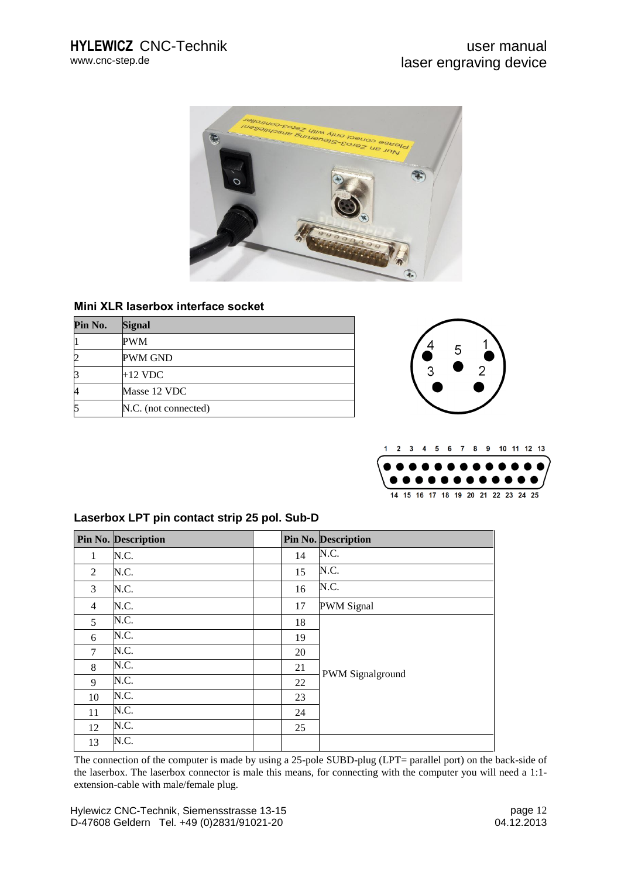## Mini XLR laserbox interface socket

| Pin No. | Signal |
| --- | --- |
| 1 | PWM |
| 2 | PWM GND |
| 3 | +12 VDC |
| 4 | Masse 12 VDC |
| 5 | N.C. (not connected) |

## Laserbox LPT pin contact strip 25 pol. Sub-D

| Pin No. | Description | | Pin No. | Description |
| --- | --- | --- | --- | --- |
| 1 | N.C. | | 14 | N.C. |
| 2 | N.C. | | 15 | N.C. |
| 3 | N.C. | | 16 | N.C. |
| 4 | N.C. | | 17 | PWM Signal |
| 5 | N.C. | | 18 | PWM Signalground |
| 6 | N.C. | | 19 | PWM Signalground |
| 7 | N.C. | | 20 | PWM Signalground |
| 8 | N.C. | | 21 | PWM Signalground |
| 9 | N.C. | | 22 | PWM Signalground |
| 10 | N.C. | | 23 | PWM Signalground |
| 11 | N.C. | | 24 | PWM Signalground |
| 12 | N.C. | | 25 | PWM Signalground |
| 13 | N.C. | | | |

The connection of the computer is made by using a 25-pole SUBD-plug (LPT= parallel port) on the back-side of the laserbox. The laserbox connector is male this means, for connecting with the computer you will need a 1:1-extension-cable with male/female plug.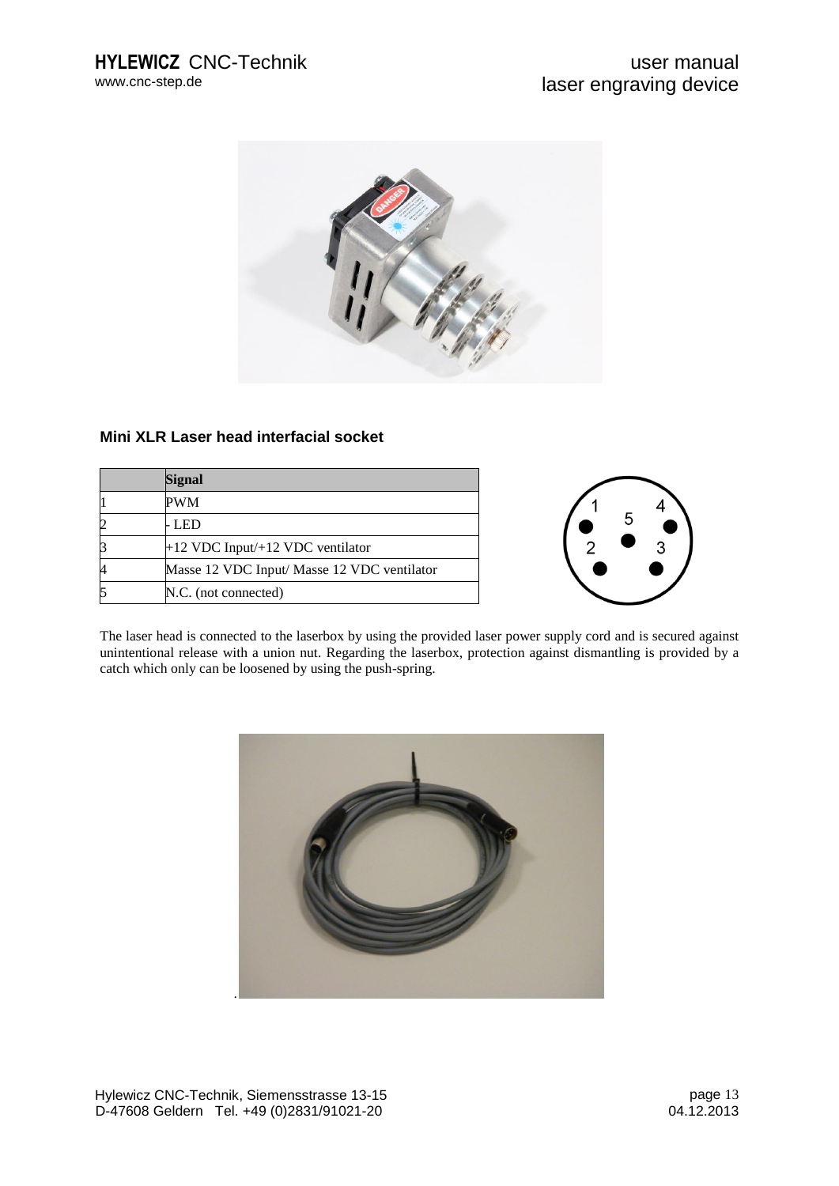## Mini XLR Laser head interfacial socket

| | Signal |
|---|---|
| 1 | PWM |
| 2 | - LED |
| 3 | +12 VDC Input/+12 VDC ventilator |
| 4 | Masse 12 VDC Input/ Masse 12 VDC ventilator |
| 5 | N.C. (not connected) |

The laser head is connected to the laserbox by using the provided laser power supply cord and is secured against unintentional release with a union nut. Regarding the laserbox, protection against dismantling is provided by a catch which only can be loosened by using the push-spring.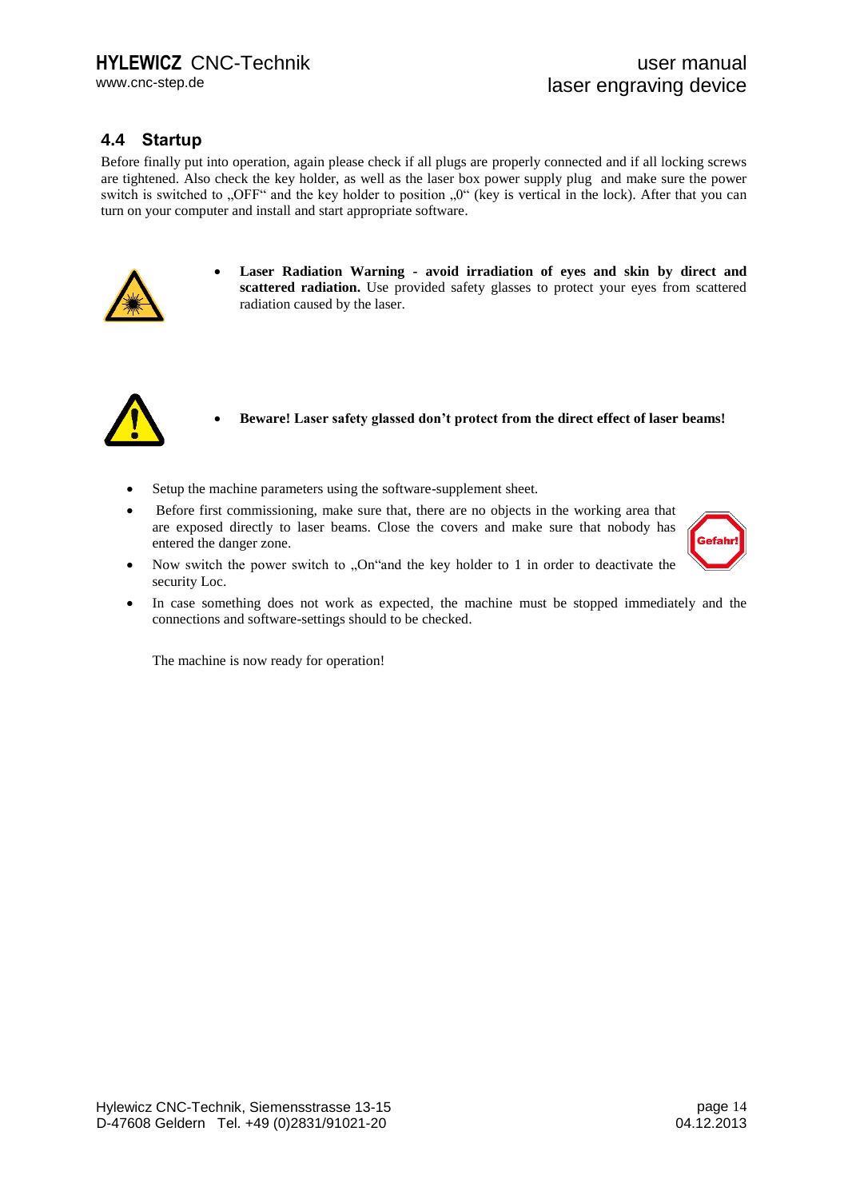## 4.4 Startup

Before finally put into operation, again please check if all plugs are properly connected and if all locking screws are tightened. Also check the key holder, as well as the laser box power supply plug and make sure the power switch is switched to „OFF“ and the key holder to position „0“ (key is vertical in the lock). After that you can turn on your computer and install and start appropriate software.

- **Laser Radiation Warning - avoid irradiation of eyes and skin by direct and scattered radiation.** Use provided safety glasses to protect your eyes from scattered radiation caused by the laser.

- **Beware! Laser safety glassed don't protect from the direct effect of laser beams!**

- Setup the machine parameters using the software-supplement sheet.
- Before first commissioning, make sure that, there are no objects in the working area that are exposed directly to laser beams. Close the covers and make sure that nobody has entered the danger zone.
- Now switch the power switch to „On“and the key holder to 1 in order to deactivate the security Loc.
- In case something does not work as expected, the machine must be stopped immediately and the connections and software-settings should to be checked.

The machine is now ready for operation!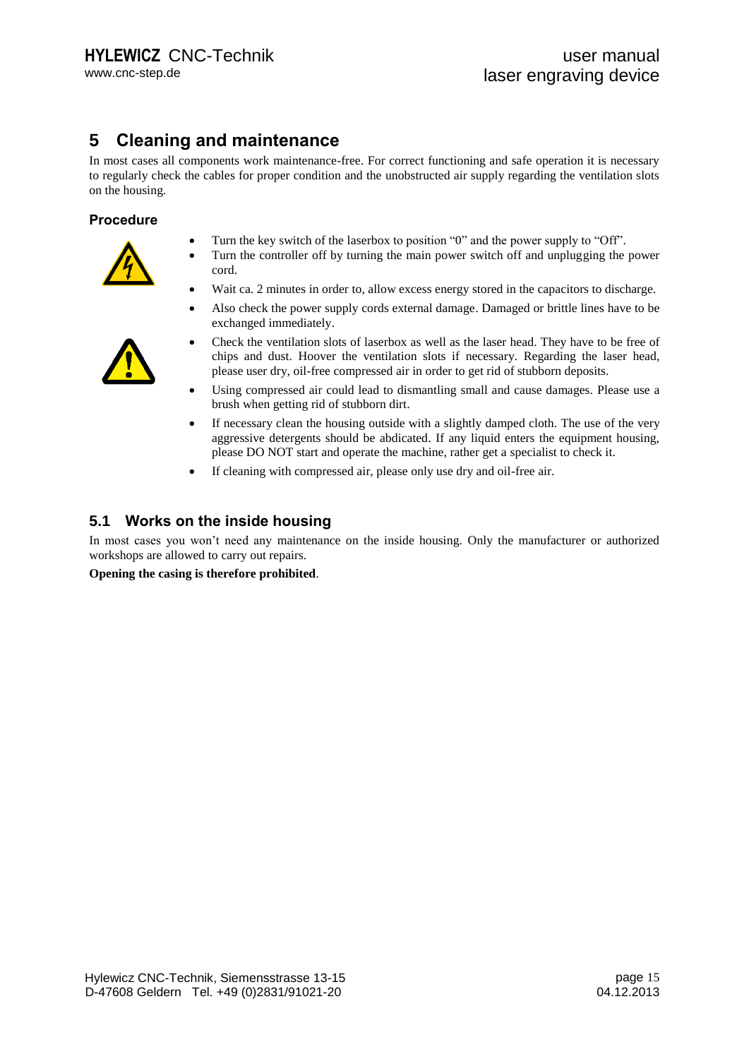# 5 Cleaning and maintenance

In most cases all components work maintenance-free. For correct functioning and safe operation it is necessary to regularly check the cables for proper condition and the unobstructed air supply regarding the ventilation slots on the housing.

### Procedure

- Turn the key switch of the laserbox to position "0" and the power supply to "Off".
- Turn the controller off by turning the main power switch off and unplugging the power cord.
- Wait ca. 2 minutes in order to, allow excess energy stored in the capacitors to discharge.
- Also check the power supply cords external damage. Damaged or brittle lines have to be exchanged immediately.
- Check the ventilation slots of laserbox as well as the laser head. They have to be free of chips and dust. Hoover the ventilation slots if necessary. Regarding the laser head, please user dry, oil-free compressed air in order to get rid of stubborn deposits.
- Using compressed air could lead to dismantling small and cause damages. Please use a brush when getting rid of stubborn dirt.
- If necessary clean the housing outside with a slightly damped cloth. The use of the very aggressive detergents should be abdicated. If any liquid enters the equipment housing, please DO NOT start and operate the machine, rather get a specialist to check it.
- If cleaning with compressed air, please only use dry and oil-free air.

## 5.1 Works on the inside housing

In most cases you won't need any maintenance on the inside housing. Only the manufacturer or authorized workshops are allowed to carry out repairs.

**Opening the casing is therefore prohibited**.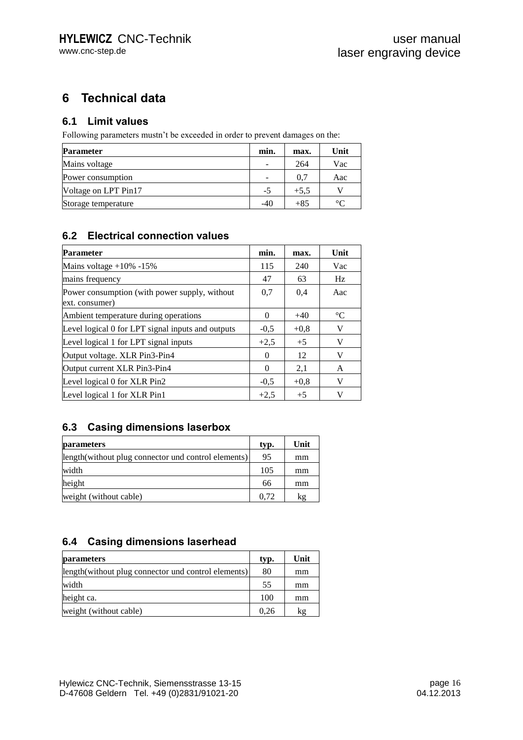# 6 Technical data

## 6.1 Limit values

Following parameters mustn't be exceeded in order to prevent damages on the:

| Parameter | min. | max. | Unit |
|---|---|---|---|
| Mains voltage | - | 264 | Vac |
| Power consumption | - | 0,7 | Aac |
| Voltage on LPT Pin17 | -5 | +5,5 | V |
| Storage temperature | -40 | +85 | °C |

## 6.2 Electrical connection values

| Parameter | min. | max. | Unit |
|---|---|---|---|
| Mains voltage +10% -15% | 115 | 240 | Vac |
| mains frequency | 47 | 63 | Hz |
| Power consumption (with power supply, without ext. consumer) | 0,7 | 0,4 | Aac |
| Ambient temperature during operations | 0 | +40 | °C |
| Level logical 0 for LPT signal inputs and outputs | -0,5 | +0,8 | V |
| Level logical 1 for LPT signal inputs | +2,5 | +5 | V |
| Output voltage. XLR Pin3-Pin4 | 0 | 12 | V |
| Output current XLR Pin3-Pin4 | 0 | 2,1 | A |
| Level logical 0 for XLR Pin2 | -0,5 | +0,8 | V |
| Level logical 1 for XLR Pin1 | +2,5 | +5 | V |

## 6.3 Casing dimensions laserbox

| parameters | typ. | Unit |
|---|---|---|
| length(without plug connector und control elements) | 95 | mm |
| width | 105 | mm |
| height | 66 | mm |
| weight (without cable) | 0,72 | kg |

## 6.4 Casing dimensions laserhead

| parameters | typ. | Unit |
|---|---|---|
| length(without plug connector und control elements) | 80 | mm |
| width | 55 | mm |
| height ca. | 100 | mm |
| weight (without cable) | 0,26 | kg |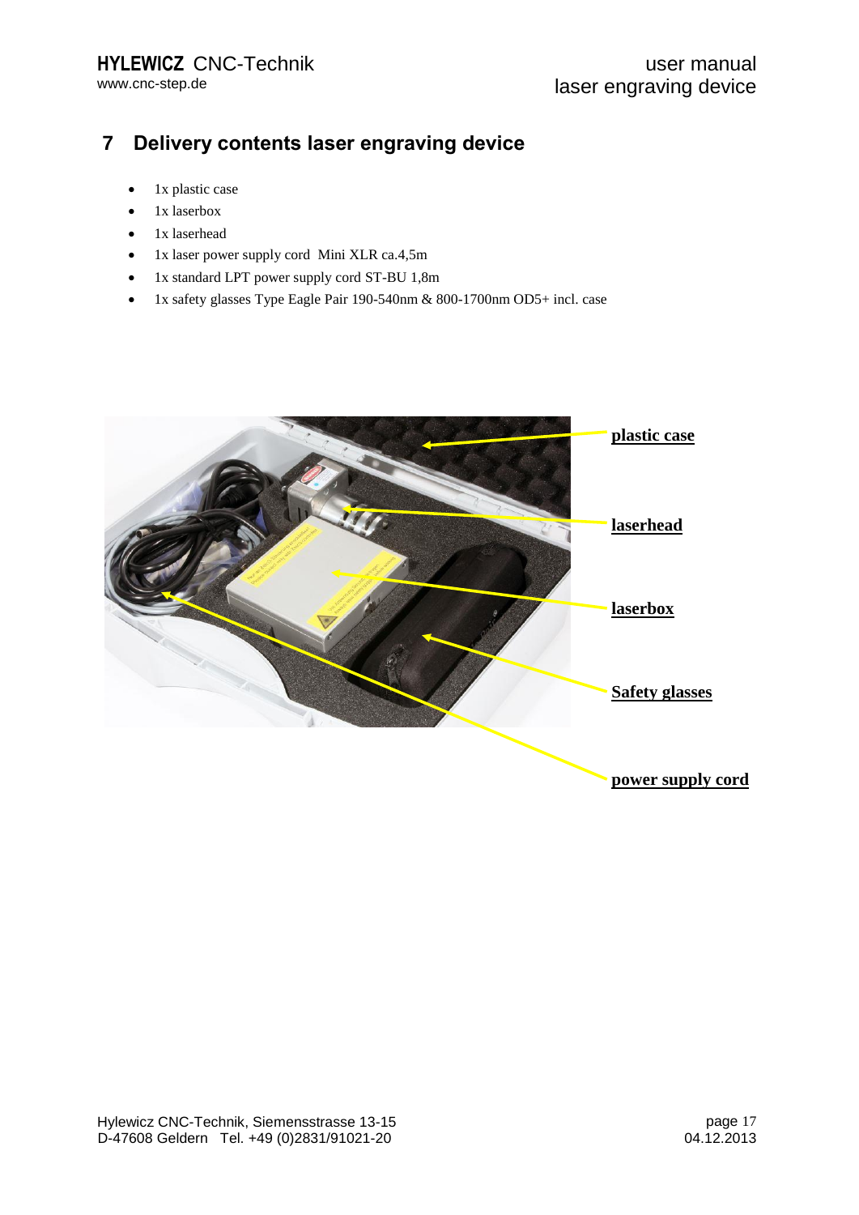# 7 Delivery contents laser engraving device

- 1x plastic case
- 1x laserbox
- 1x laserhead
- 1x laser power supply cord  Mini XLR ca.4,5m
- 1x standard LPT power supply cord ST-BU 1,8m
- 1x safety glasses Type Eagle Pair 190-540nm & 800-1700nm OD5+ incl. case

**plastic case**

**laserhead**

**laserbox**

**Safety glasses**

**power supply cord**